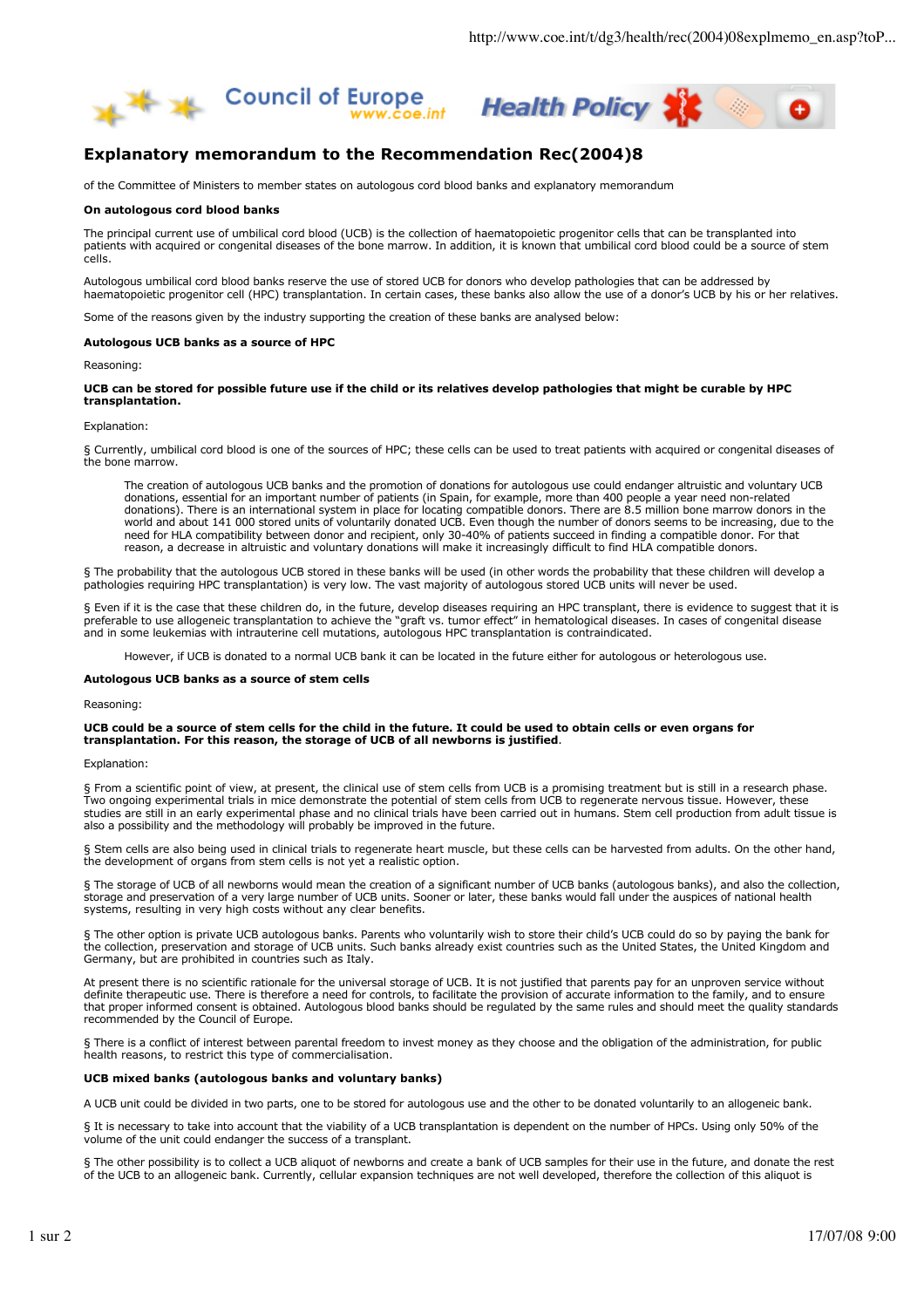# Explanatory memorandum to the Recommendation Rec(2004)8

of the Committee of Ministers to member states on autologous cord blood banks and explanatory memorandum

**On autologous cord blood banks**

The principal current use of umbilical cord blood (UCB) is the collection of haematopoietic progenitor cells that can be transplanted into patients with acquired or congenital diseases of the bone marrow. In addition, it is known that umbilical cord blood could be a source of stem cells.

Autologous umbilical cord blood banks reserve the use of stored UCB for donors who develop pathologies that can be addressed by haematopoietic progenitor cell (HPC) transplantation. In certain cases, these banks also allow the use of a donor's UCB by his or her relatives.

Some of the reasons given by the industry supporting the creation of these banks are analysed below:

**Autologous UCB banks as a source of HPC**

Reasoning:

**UCB can be stored for possible future use if the child or its relatives develop pathologies that might be curable by HPC transplantation.**

Explanation:

§ Currently, umbilical cord blood is one of the sources of HPC; these cells can be used to treat patients with acquired or congenital diseases of the bone marrow.

> The creation of autologous UCB banks and the promotion of donations for autologous use could endanger altruistic and voluntary UCB donations, essential for an important number of patients (in Spain, for example, more than 400 people a year need non-related donations). There is an international system in place for locating compatible donors. There are 8.5 million bone marrow donors in the world and about 141 000 stored units of voluntarily donated UCB. Even though the number of donors seems to be increasing, due to the need for HLA compatibility between donor and recipient, only 30-40% of patients succeed in finding a compatible donor. For that reason, a decrease in altruistic and voluntary donations will make it increasingly difficult to find HLA compatible donors.

§ The probability that the autologous UCB stored in these banks will be used (in other words the probability that these children will develop a pathologies requiring HPC transplantation) is very low. The vast majority of autologous stored UCB units will never be used.

§ Even if it is the case that these children do, in the future, develop diseases requiring an HPC transplant, there is evidence to suggest that it is preferable to use allogeneic transplantation to achieve the "graft vs. tumor effect" in hematological diseases. In cases of congenital disease and in some leukemias with intrauterine cell mutations, autologous HPC transplantation is contraindicated.

> However, if UCB is donated to a normal UCB bank it can be located in the future either for autologous or heterologous use.

**Autologous UCB banks as a source of stem cells**

Reasoning:

**UCB could be a source of stem cells for the child in the future. It could be used to obtain cells or even organs for transplantation. For this reason, the storage of UCB of all newborns is justified**.

Explanation:

§ From a scientific point of view, at present, the clinical use of stem cells from UCB is a promising treatment but is still in a research phase. Two ongoing experimental trials in mice demonstrate the potential of stem cells from UCB to regenerate nervous tissue. However, these studies are still in an early experimental phase and no clinical trials have been carried out in humans. Stem cell production from adult tissue is also a possibility and the methodology will probably be improved in the future.

§ Stem cells are also being used in clinical trials to regenerate heart muscle, but these cells can be harvested from adults. On the other hand, the development of organs from stem cells is not yet a realistic option.

§ The storage of UCB of all newborns would mean the creation of a significant number of UCB banks (autologous banks), and also the collection, storage and preservation of a very large number of UCB units. Sooner or later, these banks would fall under the auspices of national health systems, resulting in very high costs without any clear benefits.

§ The other option is private UCB autologous banks. Parents who voluntarily wish to store their child's UCB could do so by paying the bank for the collection, preservation and storage of UCB units. Such banks already exist countries such as the United States, the United Kingdom and Germany, but are prohibited in countries such as Italy.

At present there is no scientific rationale for the universal storage of UCB. It is not justified that parents pay for an unproven service without definite therapeutic use. There is therefore a need for controls, to facilitate the provision of accurate information to the family, and to ensure that proper informed consent is obtained. Autologous blood banks should be regulated by the same rules and should meet the quality standards recommended by the Council of Europe.

§ There is a conflict of interest between parental freedom to invest money as they choose and the obligation of the administration, for public health reasons, to restrict this type of commercialisation.

**UCB mixed banks (autologous banks and voluntary banks)**

A UCB unit could be divided in two parts, one to be stored for autologous use and the other to be donated voluntarily to an allogeneic bank.

§ It is necessary to take into account that the viability of a UCB transplantation is dependent on the number of HPCs. Using only 50% of the volume of the unit could endanger the success of a transplant.

§ The other possibility is to collect a UCB aliquot of newborns and create a bank of UCB samples for their use in the future, and donate the rest of the UCB to an allogeneic bank. Currently, cellular expansion techniques are not well developed, therefore the collection of this aliquot is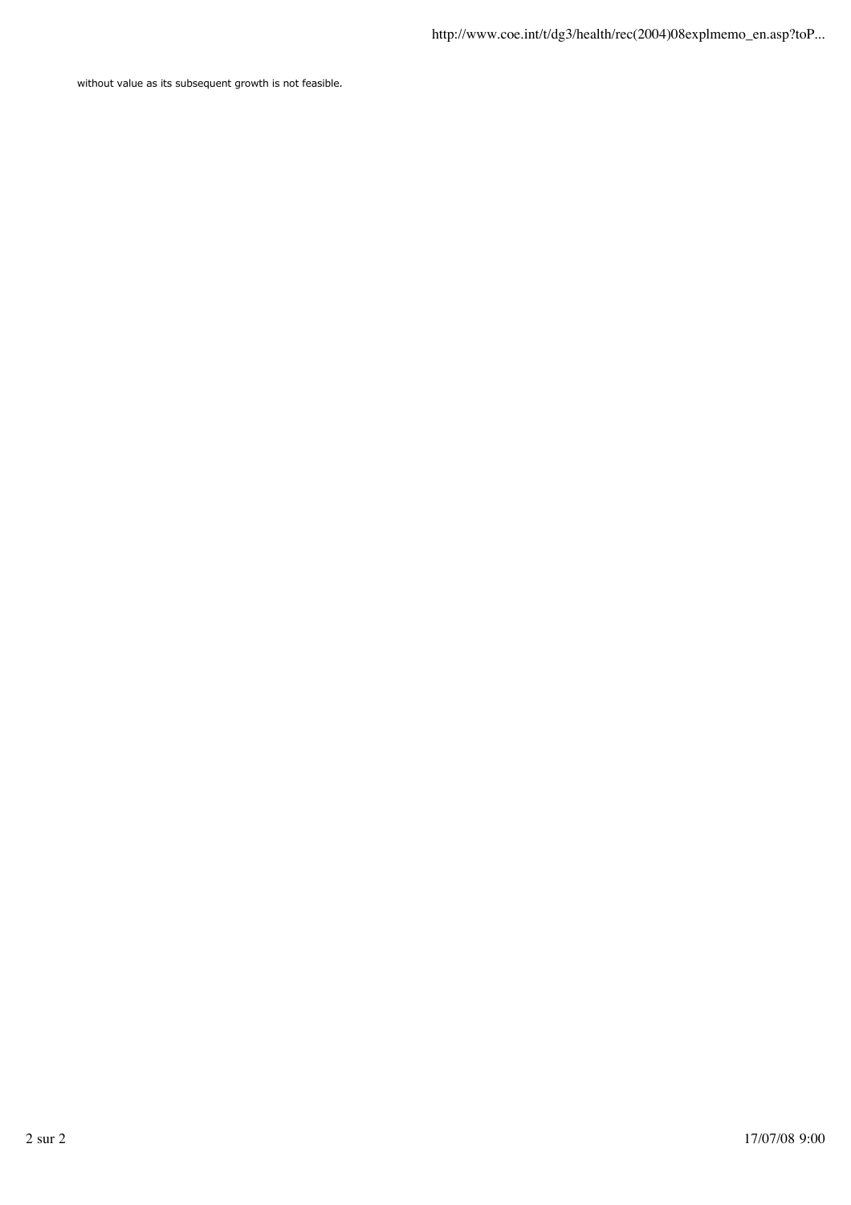without value as its subsequent growth is not feasible.